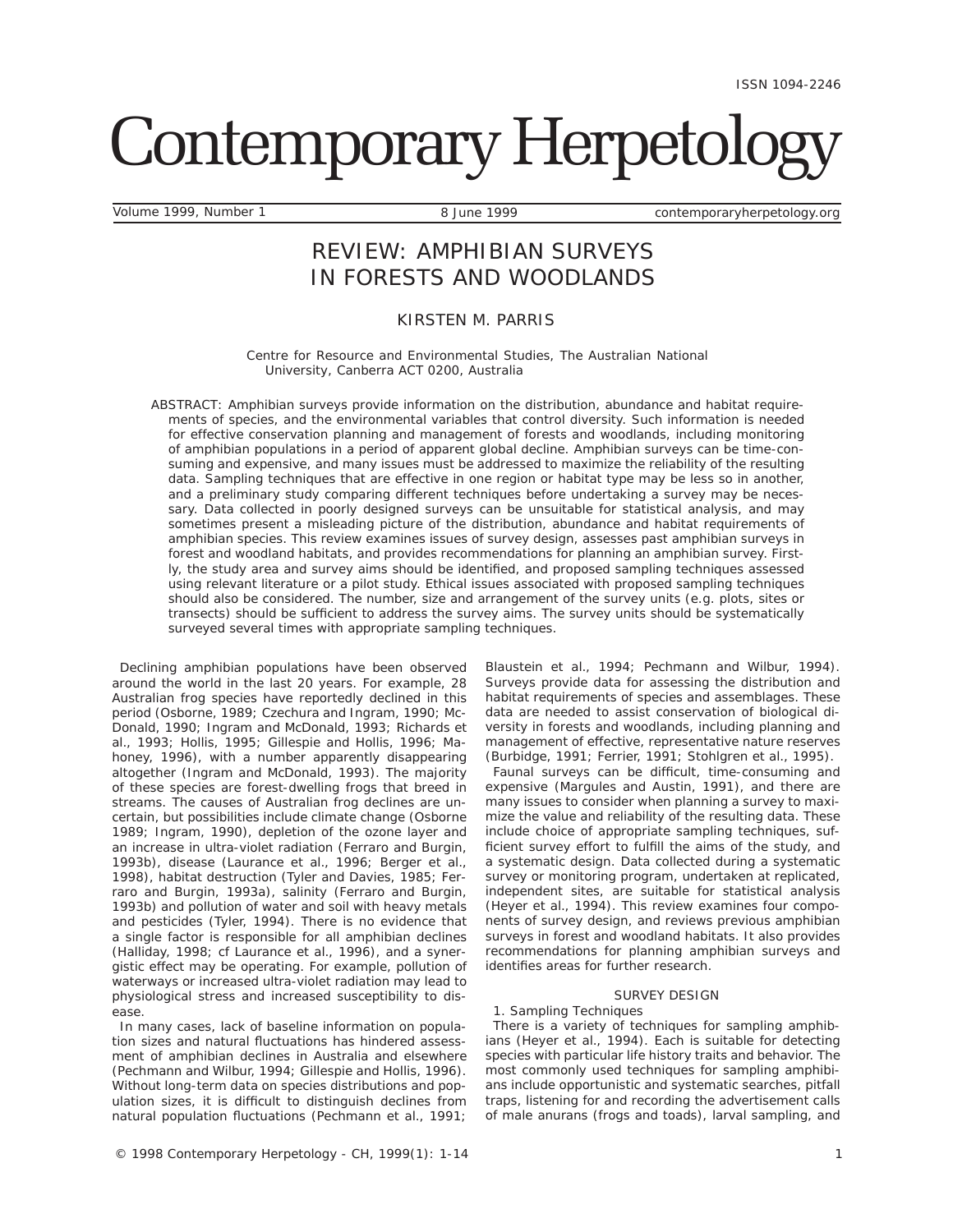# REVIEW: AMPHIBIAN SURVEYS IN FORESTS AND WOODLANDS

KIRSTEN M. PARRIS

Centre for Resource and Environmental Studies, The Australian National University, Canberra ACT 0200, Australia

ABSTRACT: Amphibian surveys provide information on the distribution, abundance and habitat requirements of species, and the environmental variables that control diversity. Such information is needed for effective conservation planning and management of forests and woodlands, including monitoring of amphibian populations in a period of apparent global decline. Amphibian surveys can be time-consuming and expensive, and many issues must be addressed to maximize the reliability of the resulting data. Sampling techniques that are effective in one region or habitat type may be less so in another, and a preliminary study comparing different techniques before undertaking a survey may be necessary. Data collected in poorly designed surveys can be unsuitable for statistical analysis, and may sometimes present a misleading picture of the distribution, abundance and habitat requirements of amphibian species. This review examines issues of survey design, assesses past amphibian surveys in forest and woodland habitats, and provides recommendations for planning an amphibian survey. Firstly, the study area and survey aims should be identified, and proposed sampling techniques assessed using relevant literature or a pilot study. Ethical issues associated with proposed sampling techniques should also be considered. The number, size and arrangement of the survey units (e.g. plots, sites or transects) should be sufficient to address the survey aims. The survey units should be systematically surveyed several times with appropriate sampling techniques.

Declining amphibian populations have been observed around the world in the last 20 years. For example, 28 Australian frog species have reportedly declined in this period (Osborne, 1989; Czechura and Ingram, 1990; McDonald, 1990; Ingram and McDonald, 1993; Richards et al., 1993; Hollis, 1995; Gillespie and Hollis, 1996; Mahoney, 1996), with a number apparently disappearing altogether (Ingram and McDonald, 1993). The majority of these species are forest-dwelling frogs that breed in streams. The causes of Australian frog declines are uncertain, but possibilities include climate change (Osborne 1989; Ingram, 1990), depletion of the ozone layer and an increase in ultra-violet radiation (Ferraro and Burgin, 1993b), disease (Laurance et al., 1996; Berger et al., 1998), habitat destruction (Tyler and Davies, 1985; Ferraro and Burgin, 1993a), salinity (Ferraro and Burgin, 1993b) and pollution of water and soil with heavy metals and pesticides (Tyler, 1994). There is no evidence that a single factor is responsible for all amphibian declines (Halliday, 1998; cf Laurance et al., 1996), and a synergistic effect may be operating. For example, pollution of waterways or increased ultra-violet radiation may lead to physiological stress and increased susceptibility to disease.

In many cases, lack of baseline information on population sizes and natural fluctuations has hindered assessment of amphibian declines in Australia and elsewhere (Pechmann and Wilbur, 1994; Gillespie and Hollis, 1996). Without long-term data on species distributions and population sizes, it is difficult to distinguish declines from natural population fluctuations (Pechmann et al., 1991; Blaustein et al., 1994; Pechmann and Wilbur, 1994). Surveys provide data for assessing the distribution and habitat requirements of species and assemblages. These data are needed to assist conservation of biological diversity in forests and woodlands, including planning and management of effective, representative nature reserves (Burbidge, 1991; Ferrier, 1991; Stohlgren et al., 1995).

Faunal surveys can be difficult, time-consuming and expensive (Margules and Austin, 1991), and there are many issues to consider when planning a survey to maximize the value and reliability of the resulting data. These include choice of appropriate sampling techniques, sufficient survey effort to fulfill the aims of the study, and a systematic design. Data collected during a systematic survey or monitoring program, undertaken at replicated, independent sites, are suitable for statistical analysis (Heyer et al., 1994). This review examines four components of survey design, and reviews previous amphibian surveys in forest and woodland habitats. It also provides recommendations for planning amphibian surveys and identifies areas for further research.

## SURVEY DESIGN

### 1. Sampling Techniques

There is a variety of techniques for sampling amphibians (Heyer et al., 1994). Each is suitable for detecting species with particular life history traits and behavior. The most commonly used techniques for sampling amphibians include opportunistic and systematic searches, pitfall traps, listening for and recording the advertisement calls of male anurans (frogs and toads), larval sampling, and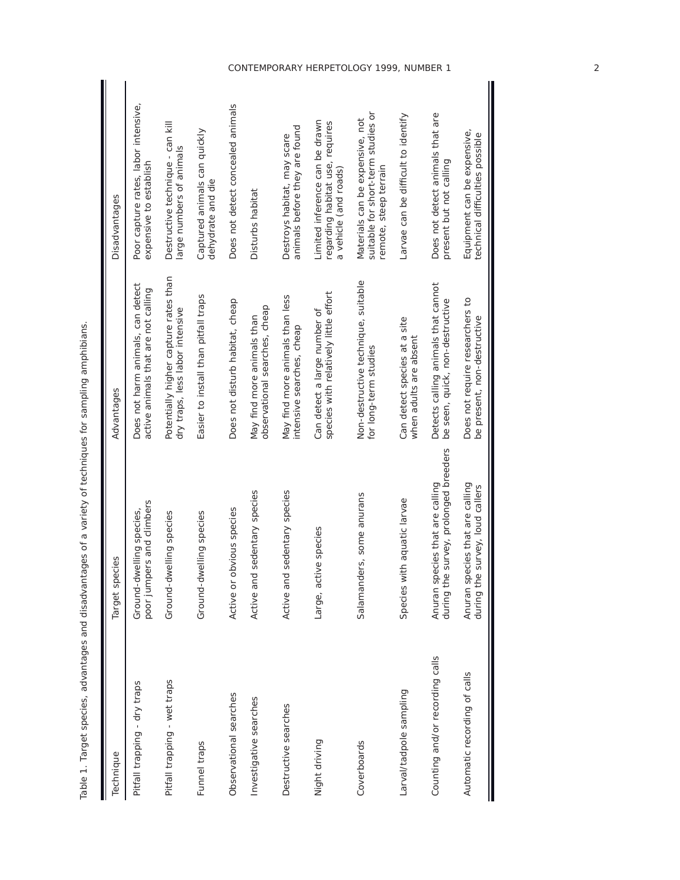Table 1. Target species, advantages and disadvantages of a variety of techniques for sampling amphibians.

| Technique | Target species | Advantages | Disadvantages |
|---|---|---|---|
| Pitfall trapping - dry traps | Ground-dwelling species, poor jumpers and climbers | Does not harm animals, can detect active animals that are not calling | Poor capture rates, labor intensive, expensive to establish |
| Pitfall trapping - wet traps | Ground-dwelling species | Potentially higher capture rates than dry traps, less labor intensive | Destructive technique - can kill large numbers of animals |
| Funnel traps | Ground-dwelling species | Easier to install than pitfall traps | Captured animals can quickly dehydrate and die |
| Observational searches | Active or obvious species | Does not disturb habitat, cheap | Does not detect concealed animals |
| Investigative searches | Active and sedentary species | May find more animals than observational searches, cheap | Disturbs habitat |
| Destructive searches | Active and sedentary species | May find more animals than less intensive searches, cheap | Destroys habitat, may scare animals before they are found |
| Night driving | Large, active species | Can detect a large number of species with relatively little effort | Limited inference can be drawn regarding habitat use, requires a vehicle (and roads) |
| Coverboards | Salamanders, some anurans | Non-destructive technique, suitable for long-term studies | Materials can be expensive, not suitable for short-term studies or remote, steep terrain |
| Larval/tadpole sampling | Species with aquatic larvae | Can detect species at a site when adults are absent | Larvae can be difficult to identify |
| Counting and/or recording calls | Anuran species that are calling during the survey, prolonged breeders | Detects calling animals that cannot be seen, quick, non-destructive | Does not detect animals that are present but not calling |
| Automatic recording of calls | Anuran species that are calling during the survey, loud callers | Does not require researchers to be present, non-destructive | Equipment can be expensive, technical difficulties possible |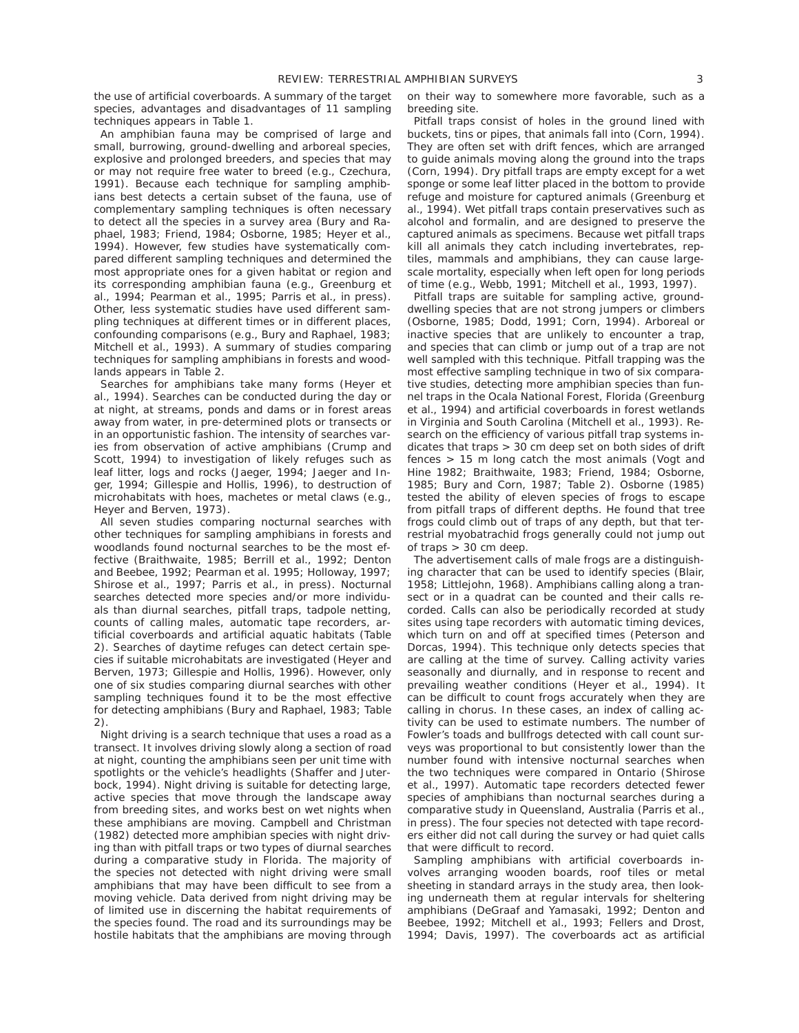the use of artificial coverboards. A summary of the target species, advantages and disadvantages of 11 sampling techniques appears in Table 1.

An amphibian fauna may be comprised of large and small, burrowing, ground-dwelling and arboreal species, explosive and prolonged breeders, and species that may or may not require free water to breed (e.g., Czechura, 1991). Because each technique for sampling amphibians best detects a certain subset of the fauna, use of complementary sampling techniques is often necessary to detect all the species in a survey area (Bury and Raphael, 1983; Friend, 1984; Osborne, 1985; Heyer et al., 1994). However, few studies have systematically compared different sampling techniques and determined the most appropriate ones for a given habitat or region and its corresponding amphibian fauna (e.g., Greenburg et al., 1994; Pearman et al., 1995; Parris et al., in press). Other, less systematic studies have used different sampling techniques at different times or in different places, confounding comparisons (e.g., Bury and Raphael, 1983; Mitchell et al., 1993). A summary of studies comparing techniques for sampling amphibians in forests and woodlands appears in Table 2.

Searches for amphibians take many forms (Heyer et al., 1994). Searches can be conducted during the day or at night, at streams, ponds and dams or in forest areas away from water, in pre-determined plots or transects or in an opportunistic fashion. The intensity of searches varies from observation of active amphibians (Crump and Scott, 1994) to investigation of likely refuges such as leaf litter, logs and rocks (Jaeger, 1994; Jaeger and Inger, 1994; Gillespie and Hollis, 1996), to destruction of microhabitats with hoes, machetes or metal claws (e.g., Heyer and Berven, 1973).

All seven studies comparing nocturnal searches with other techniques for sampling amphibians in forests and woodlands found nocturnal searches to be the most effective (Braithwaite, 1985; Berrill et al., 1992; Denton and Beebee, 1992; Pearman et al. 1995; Holloway, 1997; Shirose et al., 1997; Parris et al., in press). Nocturnal searches detected more species and/or more individuals than diurnal searches, pitfall traps, tadpole netting, counts of calling males, automatic tape recorders, artificial coverboards and artificial aquatic habitats (Table 2). Searches of daytime refuges can detect certain species if suitable microhabitats are investigated (Heyer and Berven, 1973; Gillespie and Hollis, 1996). However, only one of six studies comparing diurnal searches with other sampling techniques found it to be the most effective for detecting amphibians (Bury and Raphael, 1983; Table 2).

Night driving is a search technique that uses a road as a transect. It involves driving slowly along a section of road at night, counting the amphibians seen per unit time with spotlights or the vehicle's headlights (Shaffer and Juterbock, 1994). Night driving is suitable for detecting large, active species that move through the landscape away from breeding sites, and works best on wet nights when these amphibians are moving. Campbell and Christman (1982) detected more amphibian species with night driving than with pitfall traps or two types of diurnal searches during a comparative study in Florida. The majority of the species not detected with night driving were small amphibians that may have been difficult to see from a moving vehicle. Data derived from night driving may be of limited use in discerning the habitat requirements of the species found. The road and its surroundings may be hostile habitats that the amphibians are moving through on their way to somewhere more favorable, such as a breeding site.

Pitfall traps consist of holes in the ground lined with buckets, tins or pipes, that animals fall into (Corn, 1994). They are often set with drift fences, which are arranged to guide animals moving along the ground into the traps (Corn, 1994). Dry pitfall traps are empty except for a wet sponge or some leaf litter placed in the bottom to provide refuge and moisture for captured animals (Greenburg et al., 1994). Wet pitfall traps contain preservatives such as alcohol and formalin, and are designed to preserve the captured animals as specimens. Because wet pitfall traps kill all animals they catch including invertebrates, reptiles, mammals and amphibians, they can cause large-scale mortality, especially when left open for long periods of time (e.g., Webb, 1991; Mitchell et al., 1993, 1997).

Pitfall traps are suitable for sampling active, ground-dwelling species that are not strong jumpers or climbers (Osborne, 1985; Dodd, 1991; Corn, 1994). Arboreal or inactive species that are unlikely to encounter a trap, and species that can climb or jump out of a trap are not well sampled with this technique. Pitfall trapping was the most effective sampling technique in two of six comparative studies, detecting more amphibian species than funnel traps in the Ocala National Forest, Florida (Greenburg et al., 1994) and artificial coverboards in forest wetlands in Virginia and South Carolina (Mitchell et al., 1993). Research on the efficiency of various pitfall trap systems indicates that traps > 30 cm deep set on both sides of drift fences > 15 m long catch the most animals (Vogt and Hine 1982; Braithwaite, 1983; Friend, 1984; Osborne, 1985; Bury and Corn, 1987; Table 2). Osborne (1985) tested the ability of eleven species of frogs to escape from pitfall traps of different depths. He found that tree frogs could climb out of traps of any depth, but that terrestrial myobatrachid frogs generally could not jump out of traps > 30 cm deep.

The advertisement calls of male frogs are a distinguishing character that can be used to identify species (Blair, 1958; Littlejohn, 1968). Amphibians calling along a transect or in a quadrat can be counted and their calls recorded. Calls can also be periodically recorded at study sites using tape recorders with automatic timing devices, which turn on and off at specified times (Peterson and Dorcas, 1994). This technique only detects species that are calling at the time of survey. Calling activity varies seasonally and diurnally, and in response to recent and prevailing weather conditions (Heyer et al., 1994). It can be difficult to count frogs accurately when they are calling in chorus. In these cases, an index of calling activity can be used to estimate numbers. The number of Fowler's toads and bullfrogs detected with call count surveys was proportional to but consistently lower than the number found with intensive nocturnal searches when the two techniques were compared in Ontario (Shirose et al., 1997). Automatic tape recorders detected fewer species of amphibians than nocturnal searches during a comparative study in Queensland, Australia (Parris et al., in press). The four species not detected with tape recorders either did not call during the survey or had quiet calls that were difficult to record.

Sampling amphibians with artificial coverboards involves arranging wooden boards, roof tiles or metal sheeting in standard arrays in the study area, then looking underneath them at regular intervals for sheltering amphibians (DeGraaf and Yamasaki, 1992; Denton and Beebee, 1992; Mitchell et al., 1993; Fellers and Drost, 1994; Davis, 1997). The coverboards act as artificial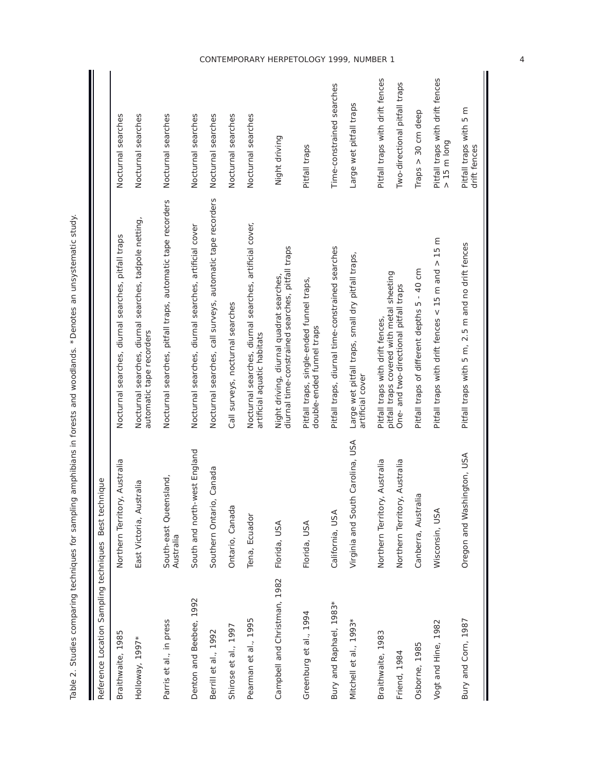Table 2. Studies comparing techniques for sampling amphibians in forests and woodlands. *Denotes an unsystematic study.

| Reference | Location | Sampling techniques | Best technique |
|---|---|---|---|
| Braithwaite, 1985 | Northern Territory, Australia | Nocturnal searches, diurnal searches, pitfall traps | Nocturnal searches |
| Holloway, 1997* | East Victoria, Australia | Nocturnal searches, diurnal searches, tadpole netting, automatic tape recorders | Nocturnal searches |
| Parris et al., in press | South-east Queensland, Australia | Nocturnal searches, pitfall traps, automatic tape recorders | Nocturnal searches |
| Denton and Beebee, 1992 | South and north-west England | Nocturnal searches, diurnal searches, artificial cover | Nocturnal searches |
| Berrill et al., 1992 | Southern Ontario, Canada | Nocturnal searches, call surveys, automatic tape recorders | Nocturnal searches |
| Shirose et al., 1997 | Ontario, Canada | Call surveys, nocturnal searches | Nocturnal searches |
| Pearman et al., 1995 | Tena, Ecuador | Nocturnal searches, diurnal searches, artificial cover, artificial aquatic habitats | Nocturnal searches |
| Campbell and Christman, 1982 | Florida, USA | Night driving, diurnal quadrat searches, diurnal time-constrained searches, pitfall traps | Night driving |
| Greenburg et al., 1994 | Florida, USA | Pitfall traps, single-ended funnel traps, double-ended funnel traps | Pitfall traps |
| Bury and Raphael, 1983* | California, USA | Pitfall traps, diurnal time-constrained searches | Time-constrained searches |
| Mitchell et al., 1993* | Virginia and South Carolina, USA | Large wet pitfall traps, small dry pitfall traps, artificial cover | Large wet pitfall traps |
| Braithwaite, 1983 | Northern Territory, Australia | Pitfall traps with drift fences, pitfall traps covered with metal sheeting | Pitfall traps with drift fences |
| Friend, 1984 | Northern Territory, Australia | One- and two-directional pitfall traps | Two-directional pitfall traps |
| Osborne, 1985 | Canberra, Australia | Pitfall traps of different depths 5 - 40 cm | Traps > 30 cm deep |
| Vogt and Hine, 1982 | Wisconsin, USA | Pitfall traps with drift fences < 15 m and > 15 m | Pitfall traps with drift fences > 15 m long |
| Bury and Corn, 1987 | Oregon and Washington, USA | Pitfall traps with 5 m, 2.5 m and no drift fences | Pitfall traps with 5 m drift fences |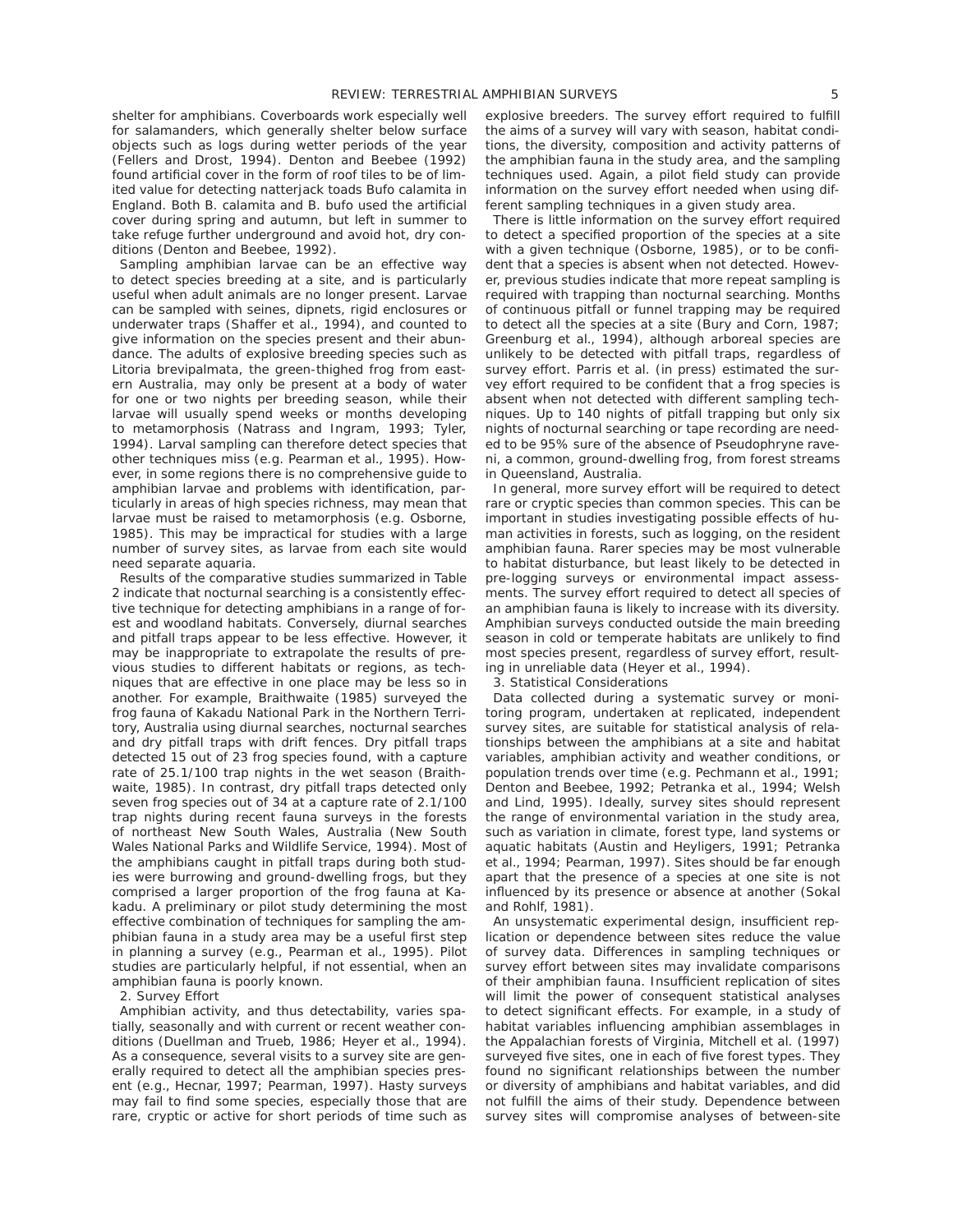shelter for amphibians. Coverboards work especially well for salamanders, which generally shelter below surface objects such as logs during wetter periods of the year (Fellers and Drost, 1994). Denton and Beebee (1992) found artificial cover in the form of roof tiles to be of limited value for detecting natterjack toads Bufo calamita in England. Both B. calamita and B. bufo used the artificial cover during spring and autumn, but left in summer to take refuge further underground and avoid hot, dry conditions (Denton and Beebee, 1992).

Sampling amphibian larvae can be an effective way to detect species breeding at a site, and is particularly useful when adult animals are no longer present. Larvae can be sampled with seines, dipnets, rigid enclosures or underwater traps (Shaffer et al., 1994), and counted to give information on the species present and their abundance. The adults of explosive breeding species such as Litoria brevipalmata, the green-thighed frog from eastern Australia, may only be present at a body of water for one or two nights per breeding season, while their larvae will usually spend weeks or months developing to metamorphosis (Natrass and Ingram, 1993; Tyler, 1994). Larval sampling can therefore detect species that other techniques miss (e.g. Pearman et al., 1995). However, in some regions there is no comprehensive guide to amphibian larvae and problems with identification, particularly in areas of high species richness, may mean that larvae must be raised to metamorphosis (e.g. Osborne, 1985). This may be impractical for studies with a large number of survey sites, as larvae from each site would need separate aquaria.

Results of the comparative studies summarized in Table 2 indicate that nocturnal searching is a consistently effective technique for detecting amphibians in a range of forest and woodland habitats. Conversely, diurnal searches and pitfall traps appear to be less effective. However, it may be inappropriate to extrapolate the results of previous studies to different habitats or regions, as techniques that are effective in one place may be less so in another. For example, Braithwaite (1985) surveyed the frog fauna of Kakadu National Park in the Northern Territory, Australia using diurnal searches, nocturnal searches and dry pitfall traps with drift fences. Dry pitfall traps detected 15 out of 23 frog species found, with a capture rate of 25.1/100 trap nights in the wet season (Braithwaite, 1985). In contrast, dry pitfall traps detected only seven frog species out of 34 at a capture rate of 2.1/100 trap nights during recent fauna surveys in the forests of northeast New South Wales, Australia (New South Wales National Parks and Wildlife Service, 1994). Most of the amphibians caught in pitfall traps during both studies were burrowing and ground-dwelling frogs, but they comprised a larger proportion of the frog fauna at Kakadu. A preliminary or pilot study determining the most effective combination of techniques for sampling the amphibian fauna in a study area may be a useful first step in planning a survey (e.g., Pearman et al., 1995). Pilot studies are particularly helpful, if not essential, when an amphibian fauna is poorly known.

## 2. Survey Effort

Amphibian activity, and thus detectability, varies spatially, seasonally and with current or recent weather conditions (Duellman and Trueb, 1986; Heyer et al., 1994). As a consequence, several visits to a survey site are generally required to detect all the amphibian species present (e.g., Hecnar, 1997; Pearman, 1997). Hasty surveys may fail to find some species, especially those that are rare, cryptic or active for short periods of time such as explosive breeders. The survey effort required to fulfill the aims of a survey will vary with season, habitat conditions, the diversity, composition and activity patterns of the amphibian fauna in the study area, and the sampling techniques used. Again, a pilot field study can provide information on the survey effort needed when using different sampling techniques in a given study area.

There is little information on the survey effort required to detect a specified proportion of the species at a site with a given technique (Osborne, 1985), or to be confident that a species is absent when not detected. However, previous studies indicate that more repeat sampling is required with trapping than nocturnal searching. Months of continuous pitfall or funnel trapping may be required to detect all the species at a site (Bury and Corn, 1987; Greenburg et al., 1994), although arboreal species are unlikely to be detected with pitfall traps, regardless of survey effort. Parris et al. (in press) estimated the survey effort required to be confident that a frog species is absent when not detected with different sampling techniques. Up to 140 nights of pitfall trapping but only six nights of nocturnal searching or tape recording are needed to be 95% sure of the absence of Pseudophryne raveni, a common, ground-dwelling frog, from forest streams in Queensland, Australia.

In general, more survey effort will be required to detect rare or cryptic species than common species. This can be important in studies investigating possible effects of human activities in forests, such as logging, on the resident amphibian fauna. Rarer species may be most vulnerable to habitat disturbance, but least likely to be detected in pre-logging surveys or environmental impact assessments. The survey effort required to detect all species of an amphibian fauna is likely to increase with its diversity. Amphibian surveys conducted outside the main breeding season in cold or temperate habitats are unlikely to find most species present, regardless of survey effort, resulting in unreliable data (Heyer et al., 1994).

## 3. Statistical Considerations

Data collected during a systematic survey or monitoring program, undertaken at replicated, independent survey sites, are suitable for statistical analysis of relationships between the amphibians at a site and habitat variables, amphibian activity and weather conditions, or population trends over time (e.g. Pechmann et al., 1991; Denton and Beebee, 1992; Petranka et al., 1994; Welsh and Lind, 1995). Ideally, survey sites should represent the range of environmental variation in the study area, such as variation in climate, forest type, land systems or aquatic habitats (Austin and Heyligers, 1991; Petranka et al., 1994; Pearman, 1997). Sites should be far enough apart that the presence of a species at one site is not influenced by its presence or absence at another (Sokal and Rohlf, 1981).

An unsystematic experimental design, insufficient replication or dependence between sites reduce the value of survey data. Differences in sampling techniques or survey effort between sites may invalidate comparisons of their amphibian fauna. Insufficient replication of sites will limit the power of consequent statistical analyses to detect significant effects. For example, in a study of habitat variables influencing amphibian assemblages in the Appalachian forests of Virginia, Mitchell et al. (1997) surveyed five sites, one in each of five forest types. They found no significant relationships between the number or diversity of amphibians and habitat variables, and did not fulfill the aims of their study. Dependence between survey sites will compromise analyses of between-site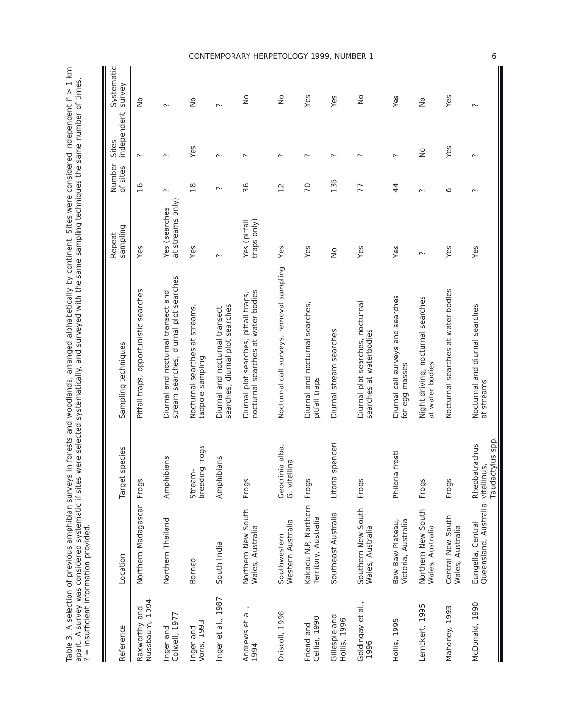Table 3. A selection of previous amphibian surveys in forests and woodlands, arranged alphabetically by continent. Sites were considered independent if > 1 km apart. A survey was considered systematic if sites were selected systematically, and surveyed with the same sampling techniques the same number of times. ? = insufficient information provided.

| Reference | Location | Target species | Sampling techniques | Repeat sampling | Number of sites | Sites independent | Systematic survey |
|---|---|---|---|---|---|---|---|
| Raxworthy and Nussbaum, 1994 | Northern Madagascar | Frogs | Pitfall traps, opportunistic searches | Yes | 16 | ? | No |
| Inger and Colwell, 1977 | Northern Thailand | Amphibians | Diurnal and nocturnal transect and stream searches, diurnal plot searches | Yes (searches at streams only) | ? | ? | ? |
| Inger and Voris, 1993 | Borneo | Stream-breeding frogs | Nocturnal searches at streams, tadpole sampling | Yes | 18 | Yes | No |
| Inger et al., 1987 | South India | Amphibians | Diurnal and nocturnal transect searches, diurnal plot searches | ? | ? | ? | ? |
| Andrews et al., 1994 | Northern New South Wales, Australia | Frogs | Diurnal plot searches, pitfall traps, nocturnal searches at water bodies | Yes (pitfall traps only) | 36 | ? | No |
| Driscoll, 1998 | Southwestern Western Australia | Geocrinia alba, G. vitellina | Nocturnal call surveys, removal sampling | Yes | 12 | ? | No |
| Friend and Cellier, 1990 | Kakadu N.P, Northern Territory, Australia | Frogs | Diurnal and nocturnal searches, pitfall traps | Yes | 70 | ? | Yes |
| Gillespie and Hollis, 1996 | Southeast Australia | Litoria spenceri | Diurnal stream searches | No | 135 | ? | Yes |
| Goldingay et al., 1996 | Southern New South Wales, Australia | Frogs | Diurnal plot searches, nocturnal searches at waterbodies | Yes | 77 | ? | No |
| Hollis, 1995 | Baw Baw Plateau, Victoria, Australia | Philoria frosti | Diurnal call surveys and searches for egg masses | Yes | 44 | ? | Yes |
| Lemckert, 1995 | Northern New South Wales, Australia | Frogs | Night driving, nocturnal searches at water bodies | ? | ? | No | No |
| Mahoney, 1993 | Central New South Wales, Australia | Frogs | Nocturnal searches at water bodies | Yes | 6 | Yes | Yes |
| McDonald, 1990 | Eungella, Central Queensland, Australia | Rheobatrachus vitellinus, Taudactylus spp. | Nocturnal and diurnal searches at streams | Yes | ? | ? | ? |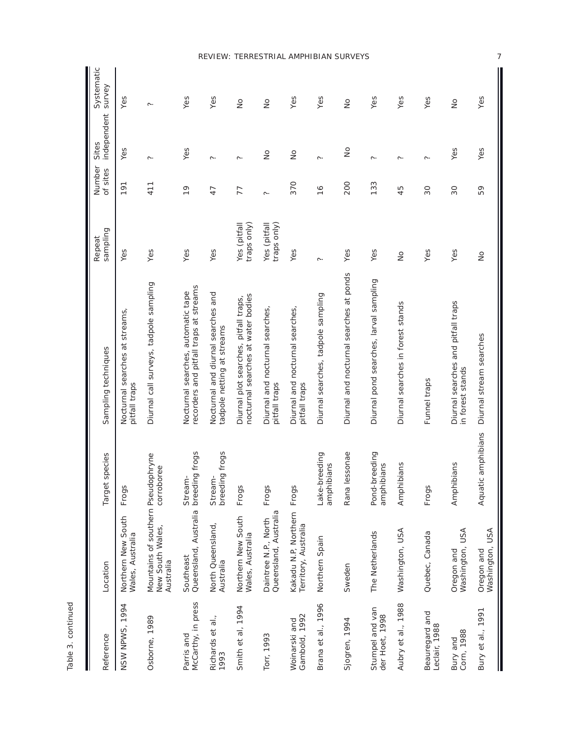Table 3. continued

| Reference | Location | Target species | Sampling techniques | Repeat sampling | Number of sites | Sites independent | Systematic survey |
|---|---|---|---|---|---|---|---|
| NSW NPWS, 1994 | Northern New South Wales, Australia | Frogs | Nocturnal searches at streams, pitfall traps | Yes | 191 | Yes | Yes |
| Osborne, 1989 | Mountains of southern New South Wales, Australia | Pseudophryne corroboree | Diurnal call surveys, tadpole sampling | Yes | 411 | ? | ? |
| Parris and McCarthy, in press | Southeast Queensland, Australia | Stream-breeding frogs | Nocturnal searches, automatic tape recorders and pitfall traps at streams | Yes | 19 | Yes | Yes |
| Richards et al., 1993 | North Queensland, Australia | Stream-breeding frogs | Nocturnal and diurnal searches and tadpole netting at streams | Yes | 47 | ? | Yes |
| Smith et al, 1994 | Northern New South Wales, Australia | Frogs | Diurnal plot searches, pitfall traps, nocturnal searches at water bodies | Yes (pitfall traps only) | 77 | ? | No |
| Torr, 1993 | Daintree N.P., North Queensland, Australia | Frogs | Diurnal and nocturnal searches, pitfall traps | Yes (pitfall traps only) | ? | No | No |
| Woinarski and Gambold, 1992 | Kakadu N.P., Northern Territory, Australia | Frogs | Diurnal and nocturnal searches, pitfall traps | Yes | 370 | No | Yes |
| Brana et al., 1996 | Northern Spain | Lake-breeding amphibians | Diurnal searches, tadpole sampling | ? | 16 | ? | Yes |
| Sjogren, 1994 | Sweden | Rana lessonae | Diurnal and nocturnal searches at ponds | Yes | 200 | No | No |
| Stumpel and van der Hoet, 1998 | The Netherlands | Pond-breeding amphibians | Diurnal pond searches, larval sampling | Yes | 133 | ? | Yes |
| Aubry et al., 1988 | Washington, USA | Amphibians | Diurnal searches in forest stands | No | 45 | ? | Yes |
| Beauregard and Leclair, 1988 | Quebec, Canada | Frogs | Funnel traps | Yes | 30 | ? | Yes |
| Bury and Corn, 1988 | Oregon and Washington, USA | Amphibians | Diurnal searches and pitfall traps in forest stands | Yes | 30 | Yes | No |
| Bury et al., 1991 | Oregon and Washington, USA | Aquatic amphibians | Diurnal stream searches | No | 59 | Yes | Yes |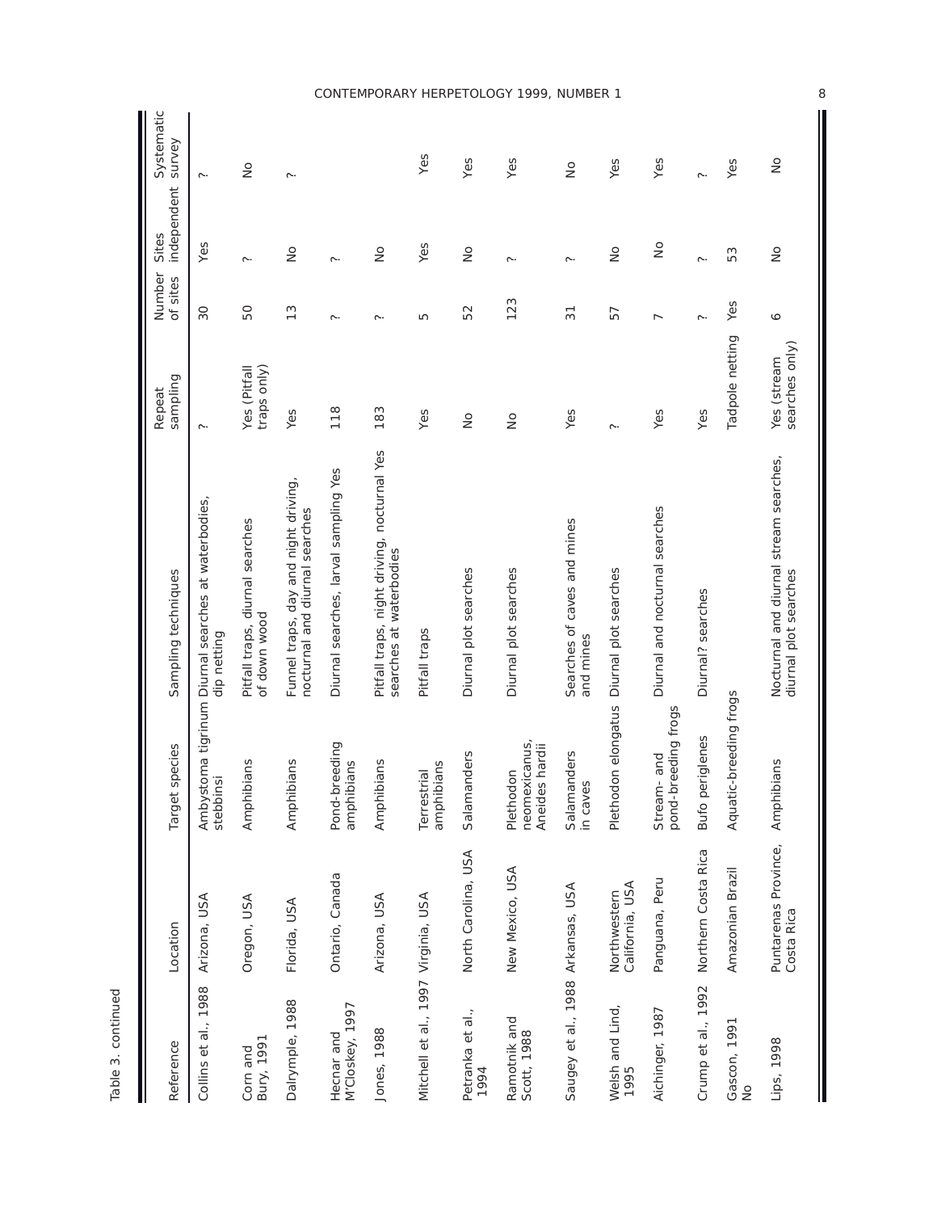Table 3. continued

| Reference | Location | Target species | Sampling techniques | Repeat sampling | Number of sites | Sites independent | Systematic survey |
|---|---|---|---|---|---|---|---|
| Collins et al., 1988 | Arizona, USA | Ambystoma tigrinum stebbinsi | Diurnal searches at waterbodies, dip netting | ? | 30 | Yes | ? |
| Corn and Bury, 1991 | Oregon, USA | Amphibians | Pitfall traps, diurnal searches of down wood | Yes (Pitfall traps only) | 50 | ? | No |
| Dalrymple, 1988 | Florida, USA | Amphibians | Funnel traps, day and night driving, nocturnal and diurnal searches | Yes | 13 | No | ? |
| Hecnar and M'Closkey, 1997 | Ontario, Canada | Pond-breeding amphibians | Diurnal searches, larval sampling Yes | 118 | ? | ? | |
| Jones, 1988 | Arizona, USA | Amphibians | Pitfall traps, night driving, nocturnal Yes searches at waterbodies | 183 | ? | No | |
| Mitchell et al., 1997 | Virginia, USA | Terrestrial amphibians | Pitfall traps | Yes | 5 | Yes | Yes |
| Petranka et al., 1994 | North Carolina, USA | Salamanders | Diurnal plot searches | No | 52 | No | Yes |
| Ramotnik and Scott, 1988 | New Mexico, USA | Plethodon neomexicanus, Aneides hardii | Diurnal plot searches | No | 123 | ? | Yes |
| Saugey et al., 1988 | Arkansas, USA | Salamanders in caves | Searches of caves and mines | Yes | 31 | ? | No |
| Welsh and Lind, 1995 | Northwestern California, USA | Plethodon elongatus | Diurnal plot searches | ? | 57 | No | Yes |
| Aichinger, 1987 | Panguana, Peru | Stream- and pond-breeding frogs | Diurnal and nocturnal searches | Yes | 7 | No | Yes |
| Crump et al., 1992 | Northern Costa Rica | Bufo periglenes | Diurnal? searches | Yes | ? | ? | ? |
| Gascon, 1991 No | Amazonian Brazil | Aquatic-breeding frogs | | Tadpole netting | Yes | 53 | Yes |
| Lips, 1998 | Puntarenas Province, Costa Rica | Amphibians | Nocturnal and diurnal stream searches, diurnal plot searches | Yes (stream searches only) | 6 | No | No |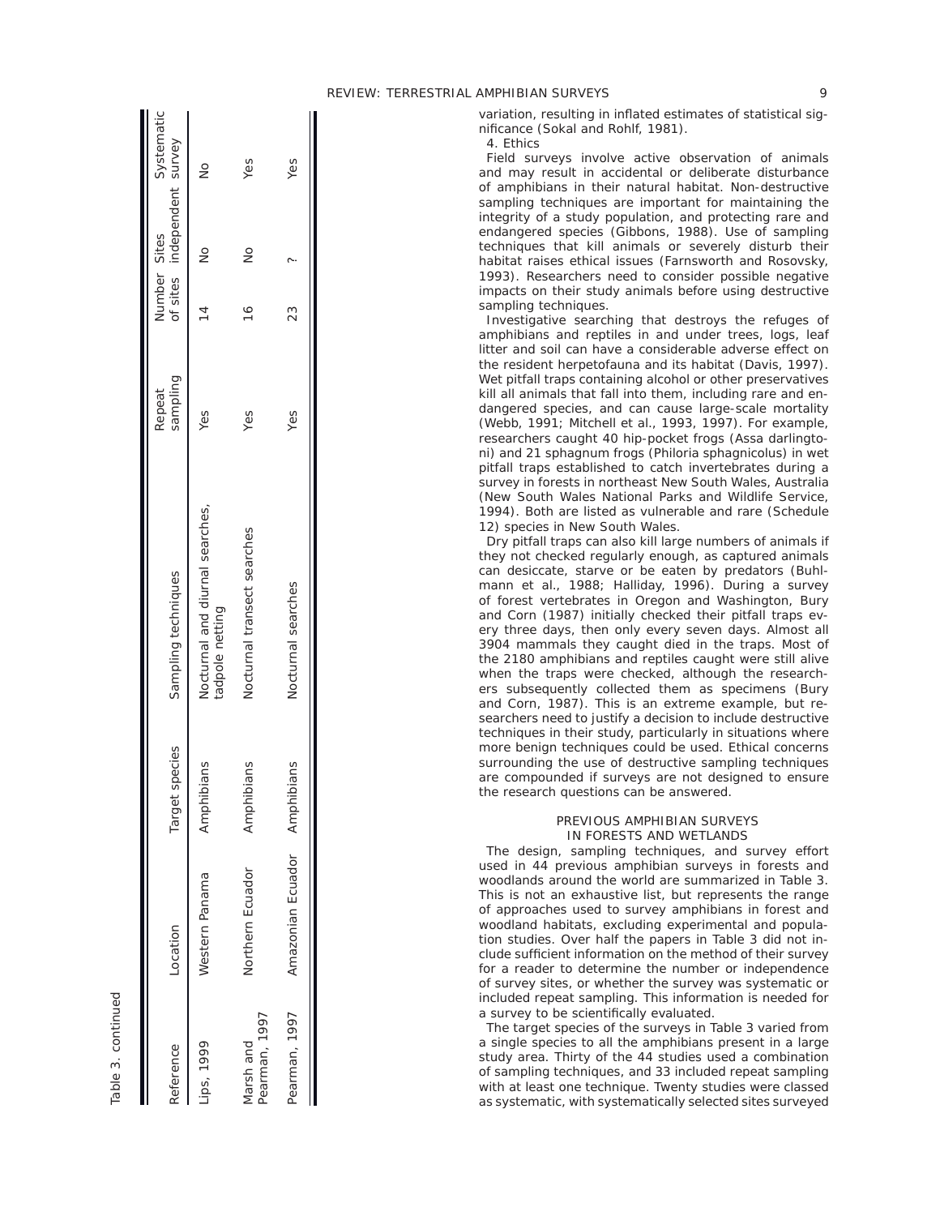Table 3. continued

| Reference | Location | Target species | Sampling techniques | Repeat sampling | Number of sites | Sites independent | Systematic survey |
|---|---|---|---|---|---|---|---|
| Lips, 1999 | Western Panama | Amphibians | Nocturnal and diurnal searches, tadpole netting | Yes | 14 | No | No |
| Marsh and Pearman, 1997 | Northern Ecuador | Amphibians | Nocturnal transect searches | Yes | 16 | No | Yes |
| Pearman, 1997 | Amazonian Ecuador | Amphibians | Nocturnal searches | Yes | 23 | ? | Yes |

variation, resulting in inflated estimates of statistical significance (Sokal and Rohlf, 1981).

4. Ethics

Field surveys involve active observation of animals and may result in accidental or deliberate disturbance of amphibians in their natural habitat. Non-destructive sampling techniques are important for maintaining the integrity of a study population, and protecting rare and endangered species (Gibbons, 1988). Use of sampling techniques that kill animals or severely disturb their habitat raises ethical issues (Farnsworth and Rosovsky, 1993). Researchers need to consider possible negative impacts on their study animals before using destructive sampling techniques.

Investigative searching that destroys the refuges of amphibians and reptiles in and under trees, logs, leaf litter and soil can have a considerable adverse effect on the resident herpetofauna and its habitat (Davis, 1997). Wet pitfall traps containing alcohol or other preservatives kill all animals that fall into them, including rare and endangered species, and can cause large-scale mortality (Webb, 1991; Mitchell et al., 1993, 1997). For example, researchers caught 40 hip-pocket frogs (Assa darlingtoni) and 21 sphagnum frogs (Philoria sphagnicolus) in wet pitfall traps established to catch invertebrates during a survey in forests in northeast New South Wales, Australia (New South Wales National Parks and Wildlife Service, 1994). Both are listed as vulnerable and rare (Schedule 12) species in New South Wales.

Dry pitfall traps can also kill large numbers of animals if they not checked regularly enough, as captured animals can desiccate, starve or be eaten by predators (Buhlmann et al., 1988; Halliday, 1996). During a survey of forest vertebrates in Oregon and Washington, Bury and Corn (1987) initially checked their pitfall traps every three days, then only every seven days. Almost all 3904 mammals they caught died in the traps. Most of the 2180 amphibians and reptiles caught were still alive when the traps were checked, although the researchers subsequently collected them as specimens (Bury and Corn, 1987). This is an extreme example, but researchers need to justify a decision to include destructive techniques in their study, particularly in situations where more benign techniques could be used. Ethical concerns surrounding the use of destructive sampling techniques are compounded if surveys are not designed to ensure the research questions can be answered.

## PREVIOUS AMPHIBIAN SURVEYS IN FORESTS AND WETLANDS

The design, sampling techniques, and survey effort used in 44 previous amphibian surveys in forests and woodlands around the world are summarized in Table 3. This is not an exhaustive list, but represents the range of approaches used to survey amphibians in forest and woodland habitats, excluding experimental and population studies. Over half the papers in Table 3 did not include sufficient information on the method of their survey for a reader to determine the number or independence of survey sites, or whether the survey was systematic or included repeat sampling. This information is needed for a survey to be scientifically evaluated.

The target species of the surveys in Table 3 varied from a single species to all the amphibians present in a large study area. Thirty of the 44 studies used a combination of sampling techniques, and 33 included repeat sampling with at least one technique. Twenty studies were classed as systematic, with systematically selected sites surveyed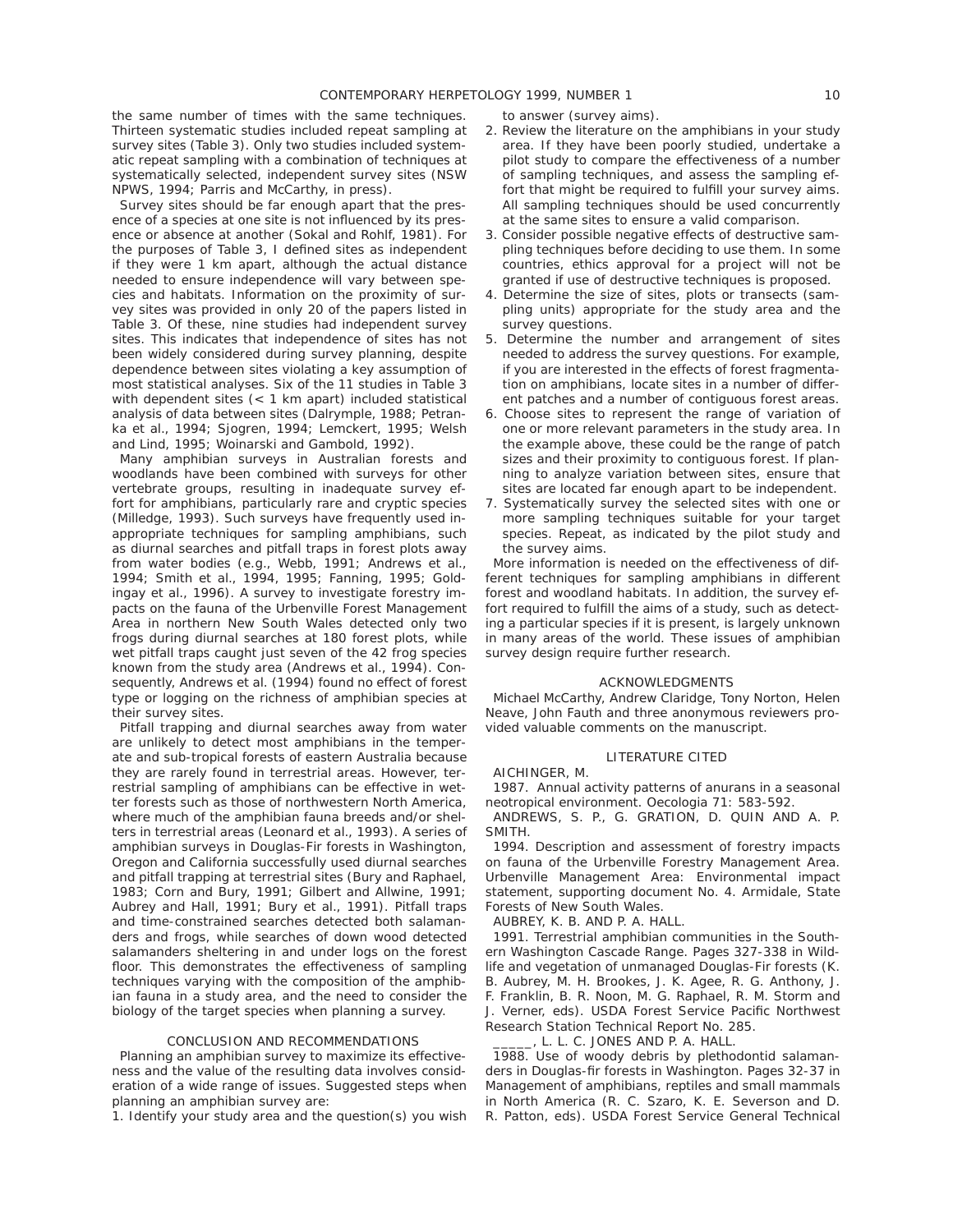the same number of times with the same techniques. Thirteen systematic studies included repeat sampling at survey sites (Table 3). Only two studies included systematic repeat sampling with a combination of techniques at systematically selected, independent survey sites (NSW NPWS, 1994; Parris and McCarthy, in press).

Survey sites should be far enough apart that the presence of a species at one site is not influenced by its presence or absence at another (Sokal and Rohlf, 1981). For the purposes of Table 3, I defined sites as independent if they were 1 km apart, although the actual distance needed to ensure independence will vary between species and habitats. Information on the proximity of survey sites was provided in only 20 of the papers listed in Table 3. Of these, nine studies had independent survey sites. This indicates that independence of sites has not been widely considered during survey planning, despite dependence between sites violating a key assumption of most statistical analyses. Six of the 11 studies in Table 3 with dependent sites (< 1 km apart) included statistical analysis of data between sites (Dalrymple, 1988; Petranka et al., 1994; Sjogren, 1994; Lemckert, 1995; Welsh and Lind, 1995; Woinarski and Gambold, 1992).

Many amphibian surveys in Australian forests and woodlands have been combined with surveys for other vertebrate groups, resulting in inadequate survey effort for amphibians, particularly rare and cryptic species (Milledge, 1993). Such surveys have frequently used inappropriate techniques for sampling amphibians, such as diurnal searches and pitfall traps in forest plots away from water bodies (e.g., Webb, 1991; Andrews et al., 1994; Smith et al., 1994, 1995; Fanning, 1995; Goldingay et al., 1996). A survey to investigate forestry impacts on the fauna of the Urbenville Forest Management Area in northern New South Wales detected only two frogs during diurnal searches at 180 forest plots, while wet pitfall traps caught just seven of the 42 frog species known from the study area (Andrews et al., 1994). Consequently, Andrews et al. (1994) found no effect of forest type or logging on the richness of amphibian species at their survey sites.

Pitfall trapping and diurnal searches away from water are unlikely to detect most amphibians in the temperate and sub-tropical forests of eastern Australia because they are rarely found in terrestrial areas. However, terrestrial sampling of amphibians can be effective in wetter forests such as those of northwestern North America, where much of the amphibian fauna breeds and/or shelters in terrestrial areas (Leonard et al., 1993). A series of amphibian surveys in Douglas-Fir forests in Washington, Oregon and California successfully used diurnal searches and pitfall trapping at terrestrial sites (Bury and Raphael, 1983; Corn and Bury, 1991; Gilbert and Allwine, 1991; Aubrey and Hall, 1991; Bury et al., 1991). Pitfall traps and time-constrained searches detected both salamanders and frogs, while searches of down wood detected salamanders sheltering in and under logs on the forest floor. This demonstrates the effectiveness of sampling techniques varying with the composition of the amphibian fauna in a study area, and the need to consider the biology of the target species when planning a survey.

## CONCLUSION AND RECOMMENDATIONS

Planning an amphibian survey to maximize its effectiveness and the value of the resulting data involves consideration of a wide range of issues. Suggested steps when planning an amphibian survey are:

1. Identify your study area and the question(s) you wish to answer (survey aims).
2. Review the literature on the amphibians in your study area. If they have been poorly studied, undertake a pilot study to compare the effectiveness of a number of sampling techniques, and assess the sampling effort that might be required to fulfill your survey aims. All sampling techniques should be used concurrently at the same sites to ensure a valid comparison.
3. Consider possible negative effects of destructive sampling techniques before deciding to use them. In some countries, ethics approval for a project will not be granted if use of destructive techniques is proposed.
4. Determine the size of sites, plots or transects (sampling units) appropriate for the study area and the survey questions.
5. Determine the number and arrangement of sites needed to address the survey questions. For example, if you are interested in the effects of forest fragmentation on amphibians, locate sites in a number of different patches and a number of contiguous forest areas.
6. Choose sites to represent the range of variation of one or more relevant parameters in the study area. In the example above, these could be the range of patch sizes and their proximity to contiguous forest. If planning to analyze variation between sites, ensure that sites are located far enough apart to be independent.
7. Systematically survey the selected sites with one or more sampling techniques suitable for your target species. Repeat, as indicated by the pilot study and the survey aims.

More information is needed on the effectiveness of different techniques for sampling amphibians in different forest and woodland habitats. In addition, the survey effort required to fulfill the aims of a study, such as detecting a particular species if it is present, is largely unknown in many areas of the world. These issues of amphibian survey design require further research.

## ACKNOWLEDGMENTS

Michael McCarthy, Andrew Claridge, Tony Norton, Helen Neave, John Fauth and three anonymous reviewers provided valuable comments on the manuscript.

## LITERATURE CITED

AICHINGER, M.

1987. Annual activity patterns of anurans in a seasonal neotropical environment. Oecologia 71: 583-592.

ANDREWS, S. P., G. GRATION, D. QUIN AND A. P. SMITH.

1994. Description and assessment of forestry impacts on fauna of the Urbenville Forestry Management Area. Urbenville Management Area: Environmental impact statement, supporting document No. 4. Armidale, State Forests of New South Wales.

AUBREY, K. B. AND P. A. HALL.

1991. Terrestrial amphibian communities in the Southern Washington Cascade Range. Pages 327-338 in Wildlife and vegetation of unmanaged Douglas-Fir forests (K. B. Aubrey, M. H. Brookes, J. K. Agee, R. G. Anthony, J. F. Franklin, B. R. Noon, M. G. Raphael, R. M. Storm and J. Verner, eds). USDA Forest Service Pacific Northwest Research Station Technical Report No. 285.

_____, L. L. C. JONES AND P. A. HALL.

1988. Use of woody debris by plethodontid salamanders in Douglas-fir forests in Washington. Pages 32-37 in Management of amphibians, reptiles and small mammals in North America (R. C. Szaro, K. E. Severson and D. R. Patton, eds). USDA Forest Service General Technical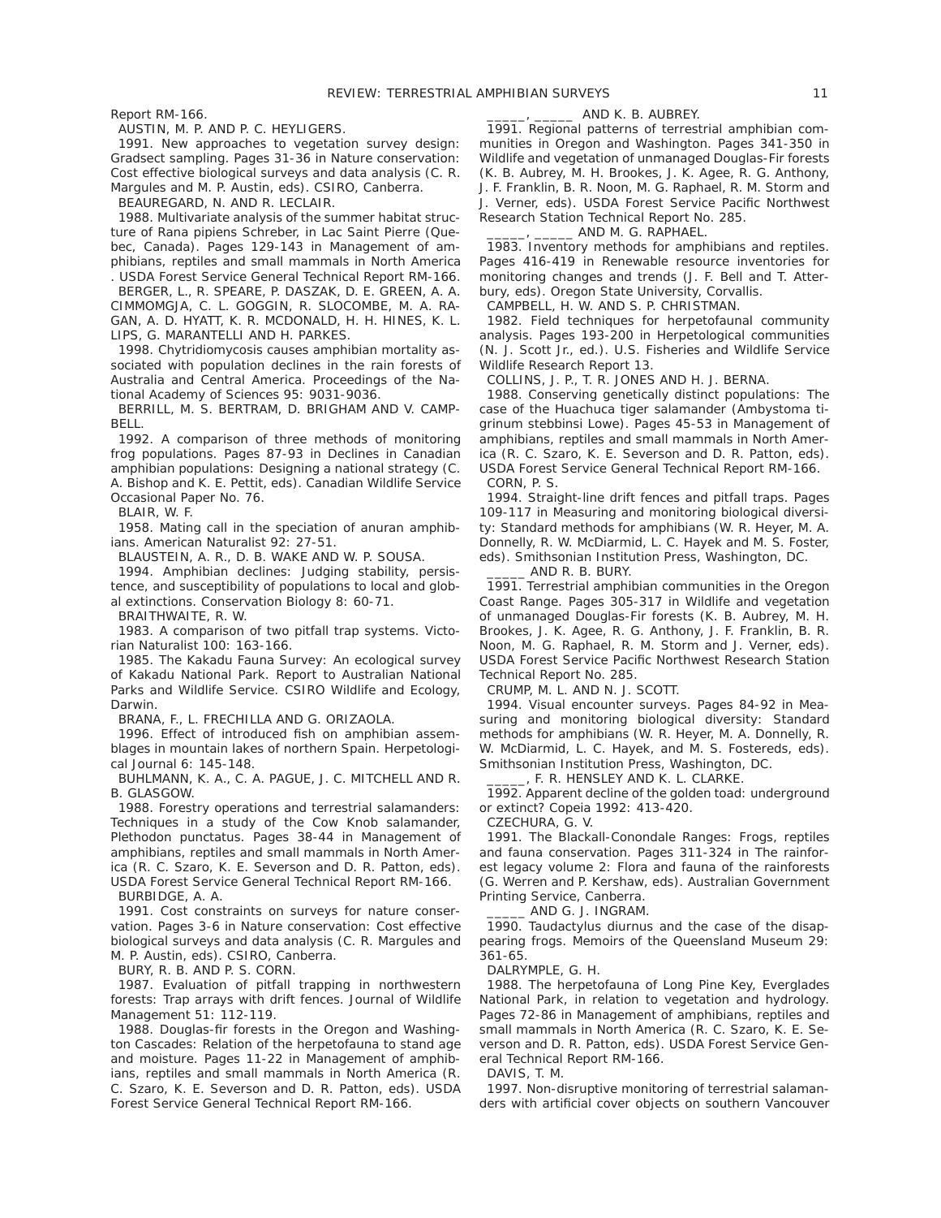Report RM-166.

AUSTIN, M. P. AND P. C. HEYLIGERS.

1991. New approaches to vegetation survey design: Gradsect sampling. Pages 31-36 in Nature conservation: Cost effective biological surveys and data analysis (C. R. Margules and M. P. Austin, eds). CSIRO, Canberra.

BEAUREGARD, N. AND R. LECLAIR.

1988. Multivariate analysis of the summer habitat structure of Rana pipiens Schreber, in Lac Saint Pierre (Quebec, Canada). Pages 129-143 in Management of amphibians, reptiles and small mammals in North America . USDA Forest Service General Technical Report RM-166.

BERGER, L., R. SPEARE, P. DASZAK, D. E. GREEN, A. A. CIMMOMGJA, C. L. GOGGIN, R. SLOCOMBE, M. A. RAGAN, A. D. HYATT, K. R. MCDONALD, H. H. HINES, K. L. LIPS, G. MARANTELLI AND H. PARKES.

1998. Chytridiomycosis causes amphibian mortality associated with population declines in the rain forests of Australia and Central America. Proceedings of the National Academy of Sciences 95: 9031-9036.

BERRILL, M. S. BERTRAM, D. BRIGHAM AND V. CAMPBELL.

1992. A comparison of three methods of monitoring frog populations. Pages 87-93 in Declines in Canadian amphibian populations: Designing a national strategy (C. A. Bishop and K. E. Pettit, eds). Canadian Wildlife Service Occasional Paper No. 76.

BLAIR, W. F.

1958. Mating call in the speciation of anuran amphibians. American Naturalist 92: 27-51.

BLAUSTEIN, A. R., D. B. WAKE AND W. P. SOUSA.

1994. Amphibian declines: Judging stability, persistence, and susceptibility of populations to local and global extinctions. Conservation Biology 8: 60-71.

BRAITHWAITE, R. W.

1983. A comparison of two pitfall trap systems. Victorian Naturalist 100: 163-166.

1985. The Kakadu Fauna Survey: An ecological survey of Kakadu National Park. Report to Australian National Parks and Wildlife Service. CSIRO Wildlife and Ecology, Darwin.

BRANA, F., L. FRECHILLA AND G. ORIZAOLA.

1996. Effect of introduced fish on amphibian assemblages in mountain lakes of northern Spain. Herpetological Journal 6: 145-148.

BUHLMANN, K. A., C. A. PAGUE, J. C. MITCHELL AND R. B. GLASGOW.

1988. Forestry operations and terrestrial salamanders: Techniques in a study of the Cow Knob salamander, Plethodon punctatus. Pages 38-44 in Management of amphibians, reptiles and small mammals in North America (R. C. Szaro, K. E. Severson and D. R. Patton, eds). USDA Forest Service General Technical Report RM-166.

BURBIDGE, A. A.

1991. Cost constraints on surveys for nature conservation. Pages 3-6 in Nature conservation: Cost effective biological surveys and data analysis (C. R. Margules and M. P. Austin, eds). CSIRO, Canberra.

BURY, R. B. AND P. S. CORN.

1987. Evaluation of pitfall trapping in northwestern forests: Trap arrays with drift fences. Journal of Wildlife Management 51: 112-119.

1988. Douglas-fir forests in the Oregon and Washington Cascades: Relation of the herpetofauna to stand age and moisture. Pages 11-22 in Management of amphibians, reptiles and small mammals in North America (R. C. Szaro, K. E. Severson and D. R. Patton, eds). USDA Forest Service General Technical Report RM-166.

_____, _____ AND K. B. AUBREY.

1991. Regional patterns of terrestrial amphibian communities in Oregon and Washington. Pages 341-350 in Wildlife and vegetation of unmanaged Douglas-Fir forests (K. B. Aubrey, M. H. Brookes, J. K. Agee, R. G. Anthony, J. F. Franklin, B. R. Noon, M. G. Raphael, R. M. Storm and J. Verner, eds). USDA Forest Service Pacific Northwest Research Station Technical Report No. 285.

_____, _____ AND M. G. RAPHAEL.

1983. Inventory methods for amphibians and reptiles. Pages 416-419 in Renewable resource inventories for monitoring changes and trends (J. F. Bell and T. Atterbury, eds). Oregon State University, Corvallis.

CAMPBELL, H. W. AND S. P. CHRISTMAN.

1982. Field techniques for herpetofaunal community analysis. Pages 193-200 in Herpetological communities (N. J. Scott Jr., ed.). U.S. Fisheries and Wildlife Service Wildlife Research Report 13.

COLLINS, J. P., T. R. JONES AND H. J. BERNA.

1988. Conserving genetically distinct populations: The case of the Huachuca tiger salamander (Ambystoma tigrinum stebbinsi Lowe). Pages 45-53 in Management of amphibians, reptiles and small mammals in North America (R. C. Szaro, K. E. Severson and D. R. Patton, eds). USDA Forest Service General Technical Report RM-166.

CORN, P. S.

1994. Straight-line drift fences and pitfall traps. Pages 109-117 in Measuring and monitoring biological diversity: Standard methods for amphibians (W. R. Heyer, M. A. Donnelly, R. W. McDiarmid, L. C. Hayek and M. S. Foster, eds). Smithsonian Institution Press, Washington, DC.

_____ AND R. B. BURY.

1991. Terrestrial amphibian communities in the Oregon Coast Range. Pages 305-317 in Wildlife and vegetation of unmanaged Douglas-Fir forests (K. B. Aubrey, M. H. Brookes, J. K. Agee, R. G. Anthony, J. F. Franklin, B. R. Noon, M. G. Raphael, R. M. Storm and J. Verner, eds). USDA Forest Service Pacific Northwest Research Station Technical Report No. 285.

CRUMP, M. L. AND N. J. SCOTT.

1994. Visual encounter surveys. Pages 84-92 in Measuring and monitoring biological diversity: Standard methods for amphibians (W. R. Heyer, M. A. Donnelly, R. W. McDiarmid, L. C. Hayek, and M. S. Fostereds, eds). Smithsonian Institution Press, Washington, DC.

_____, F. R. HENSLEY AND K. L. CLARKE.

1992. Apparent decline of the golden toad: underground or extinct? Copeia 1992: 413-420.

CZECHURA, G. V.

1991. The Blackall-Conondale Ranges: Frogs, reptiles and fauna conservation. Pages 311-324 in The rainforest legacy volume 2: Flora and fauna of the rainforests (G. Werren and P. Kershaw, eds). Australian Government Printing Service, Canberra.

_____ AND G. J. INGRAM.

1990. Taudactylus diurnus and the case of the disappearing frogs. Memoirs of the Queensland Museum 29: 361-65.

DALRYMPLE, G. H.

1988. The herpetofauna of Long Pine Key, Everglades National Park, in relation to vegetation and hydrology. Pages 72-86 in Management of amphibians, reptiles and small mammals in North America (R. C. Szaro, K. E. Severson and D. R. Patton, eds). USDA Forest Service General Technical Report RM-166.

DAVIS, T. M.

1997. Non-disruptive monitoring of terrestrial salamanders with artificial cover objects on southern Vancouver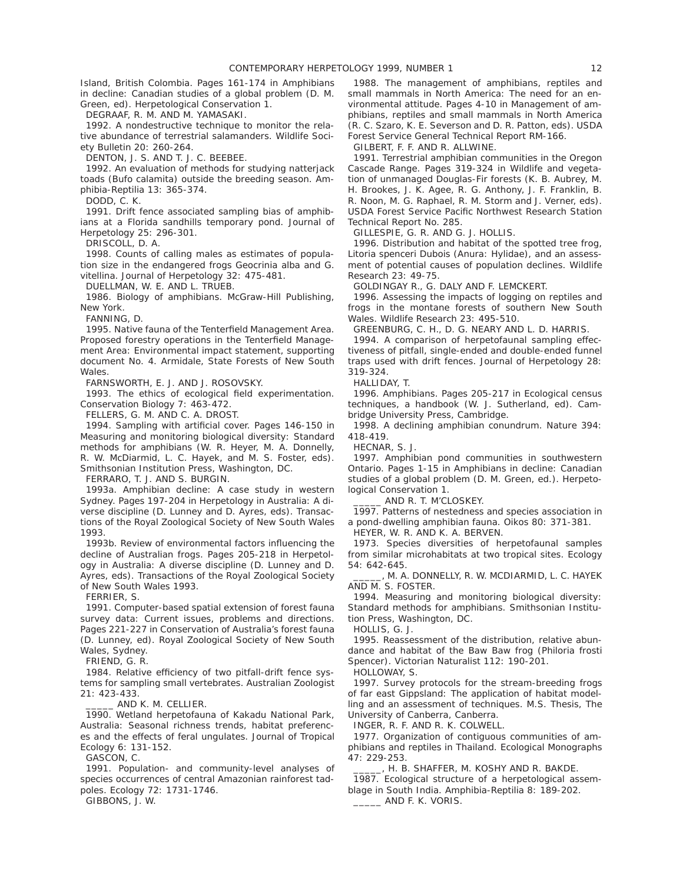Island, British Colombia. Pages 161-174 in Amphibians in decline: Canadian studies of a global problem (D. M. Green, ed). Herpetological Conservation 1.

DEGRAAF, R. M. AND M. YAMASAKI.

1992. A nondestructive technique to monitor the relative abundance of terrestrial salamanders. Wildlife Society Bulletin 20: 260-264.

DENTON, J. S. AND T. J. C. BEEBEE.

1992. An evaluation of methods for studying natterjack toads (Bufo calamita) outside the breeding season. Amphibia-Reptilia 13: 365-374.

DODD, C. K.

1991. Drift fence associated sampling bias of amphibians at a Florida sandhills temporary pond. Journal of Herpetology 25: 296-301.

DRISCOLL, D. A.

1998. Counts of calling males as estimates of population size in the endangered frogs Geocrinia alba and G. vitellina. Journal of Herpetology 32: 475-481.

DUELLMAN, W. E. AND L. TRUEB.

1986. Biology of amphibians. McGraw-Hill Publishing, New York.

FANNING, D.

1995. Native fauna of the Tenterfield Management Area. Proposed forestry operations in the Tenterfield Management Area: Environmental impact statement, supporting document No. 4. Armidale, State Forests of New South Wales.

FARNSWORTH, E. J. AND J. ROSOVSKY.

1993. The ethics of ecological field experimentation. Conservation Biology 7: 463-472.

FELLERS, G. M. AND C. A. DROST.

1994. Sampling with artificial cover. Pages 146-150 in Measuring and monitoring biological diversity: Standard methods for amphibians (W. R. Heyer, M. A. Donnelly, R. W. McDiarmid, L. C. Hayek, and M. S. Foster, eds). Smithsonian Institution Press, Washington, DC.

FERRARO, T. J. AND S. BURGIN.

1993a. Amphibian decline: A case study in western Sydney. Pages 197-204 in Herpetology in Australia: A diverse discipline (D. Lunney and D. Ayres, eds). Transactions of the Royal Zoological Society of New South Wales 1993.

1993b. Review of environmental factors influencing the decline of Australian frogs. Pages 205-218 in Herpetology in Australia: A diverse discipline (D. Lunney and D. Ayres, eds). Transactions of the Royal Zoological Society of New South Wales 1993.

FERRIER, S.

1991. Computer-based spatial extension of forest fauna survey data: Current issues, problems and directions. Pages 221-227 in Conservation of Australia's forest fauna (D. Lunney, ed). Royal Zoological Society of New South Wales, Sydney.

FRIEND, G. R.

1984. Relative efficiency of two pitfall-drift fence systems for sampling small vertebrates. Australian Zoologist 21: 423-433.

_____ AND K. M. CELLIER.

1990. Wetland herpetofauna of Kakadu National Park, Australia: Seasonal richness trends, habitat preferences and the effects of feral ungulates. Journal of Tropical Ecology 6: 131-152.

GASCON, C.

1991. Population- and community-level analyses of species occurrences of central Amazonian rainforest tadpoles. Ecology 72: 1731-1746.

GIBBONS, J. W.

1988. The management of amphibians, reptiles and small mammals in North America: The need for an environmental attitude. Pages 4-10 in Management of amphibians, reptiles and small mammals in North America (R. C. Szaro, K. E. Severson and D. R. Patton, eds). USDA Forest Service General Technical Report RM-166.

GILBERT, F. F. AND R. ALLWINE.

1991. Terrestrial amphibian communities in the Oregon Cascade Range. Pages 319-324 in Wildlife and vegetation of unmanaged Douglas-Fir forests (K. B. Aubrey, M. H. Brookes, J. K. Agee, R. G. Anthony, J. F. Franklin, B. R. Noon, M. G. Raphael, R. M. Storm and J. Verner, eds). USDA Forest Service Pacific Northwest Research Station Technical Report No. 285.

GILLESPIE, G. R. AND G. J. HOLLIS.

1996. Distribution and habitat of the spotted tree frog, Litoria spenceri Dubois (Anura: Hylidae), and an assessment of potential causes of population declines. Wildlife Research 23: 49-75.

GOLDINGAY R., G. DALY AND F. LEMCKERT.

1996. Assessing the impacts of logging on reptiles and frogs in the montane forests of southern New South Wales. Wildlife Research 23: 495-510.

GREENBURG, C. H., D. G. NEARY AND L. D. HARRIS.

1994. A comparison of herpetofaunal sampling effectiveness of pitfall, single-ended and double-ended funnel traps used with drift fences. Journal of Herpetology 28: 319-324.

HALLIDAY, T.

1996. Amphibians. Pages 205-217 in Ecological census techniques, a handbook (W. J. Sutherland, ed). Cambridge University Press, Cambridge.

1998. A declining amphibian conundrum. Nature 394: 418-419.

HECNAR, S. J.

1997. Amphibian pond communities in southwestern Ontario. Pages 1-15 in Amphibians in decline: Canadian studies of a global problem (D. M. Green, ed.). Herpetological Conservation 1.

_____ AND R. T. M'CLOSKEY.

1997. Patterns of nestedness and species association in a pond-dwelling amphibian fauna. Oikos 80: 371-381.

HEYER, W. R. AND K. A. BERVEN.

1973. Species diversities of herpetofaunal samples from similar microhabitats at two tropical sites. Ecology 54: 642-645.

_____, M. A. DONNELLY, R. W. MCDIARMID, L. C. HAYEK AND M. S. FOSTER.

1994. Measuring and monitoring biological diversity: Standard methods for amphibians. Smithsonian Institution Press, Washington, DC.

HOLLIS, G. J.

1995. Reassessment of the distribution, relative abundance and habitat of the Baw Baw frog (Philoria frosti Spencer). Victorian Naturalist 112: 190-201.

HOLLOWAY, S.

1997. Survey protocols for the stream-breeding frogs of far east Gippsland: The application of habitat modelling and an assessment of techniques. M.S. Thesis, The University of Canberra, Canberra.

INGER, R. F. AND R. K. COLWELL.

1977. Organization of contiguous communities of amphibians and reptiles in Thailand. Ecological Monographs 47: 229-253.

_____, H. B. SHAFFER, M. KOSHY AND R. BAKDE.

1987. Ecological structure of a herpetological assemblage in South India. Amphibia-Reptilia 8: 189-202.

_____ AND F. K. VORIS.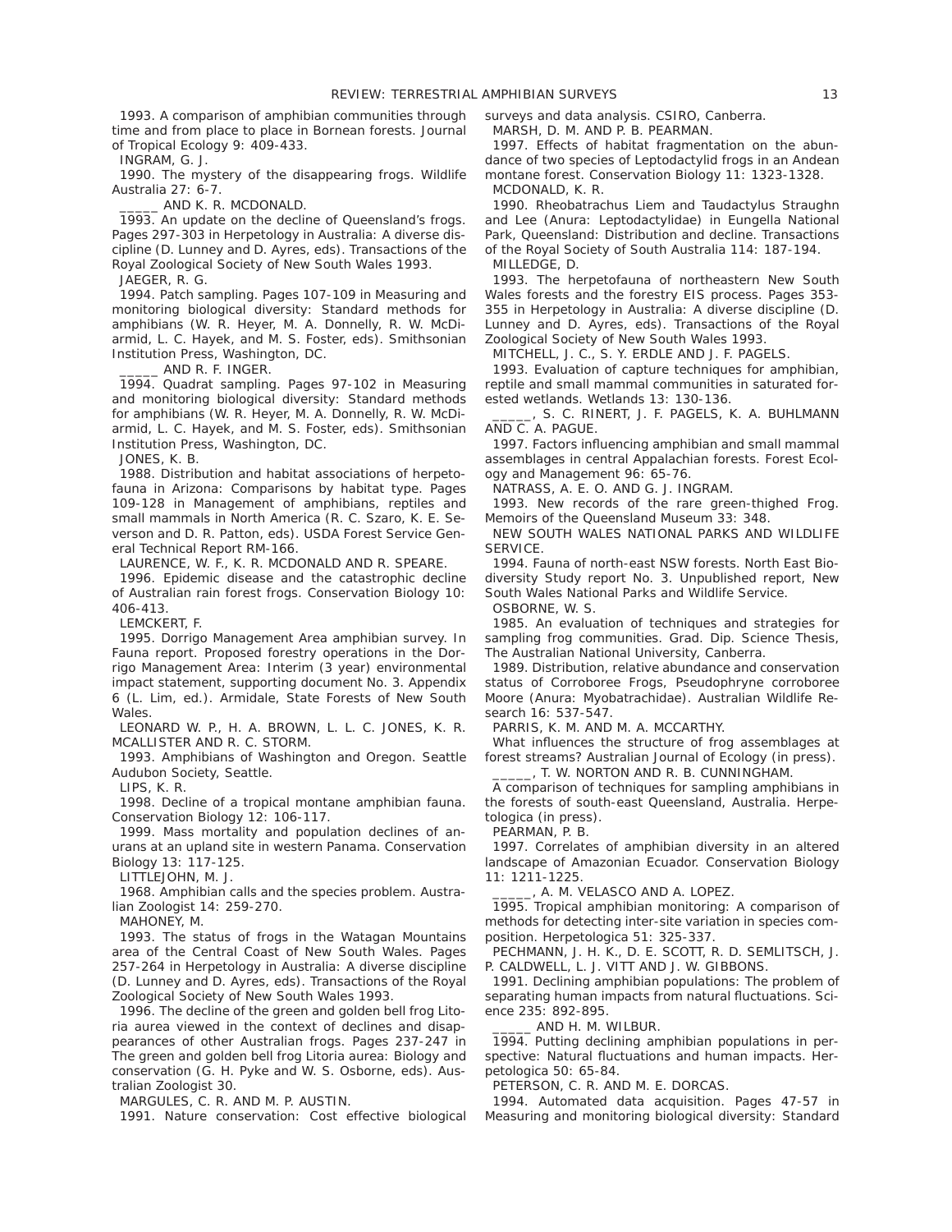1993. A comparison of amphibian communities through time and from place to place in Bornean forests. Journal of Tropical Ecology 9: 409-433.

INGRAM, G. J.

1990. The mystery of the disappearing frogs. Wildlife Australia 27: 6-7.

_____ AND K. R. MCDONALD.

1993. An update on the decline of Queensland's frogs. Pages 297-303 in Herpetology in Australia: A diverse discipline (D. Lunney and D. Ayres, eds). Transactions of the Royal Zoological Society of New South Wales 1993.

JAEGER, R. G.

1994. Patch sampling. Pages 107-109 in Measuring and monitoring biological diversity: Standard methods for amphibians (W. R. Heyer, M. A. Donnelly, R. W. McDiarmid, L. C. Hayek, and M. S. Foster, eds). Smithsonian Institution Press, Washington, DC.

_____ AND R. F. INGER.

1994. Quadrat sampling. Pages 97-102 in Measuring and monitoring biological diversity: Standard methods for amphibians (W. R. Heyer, M. A. Donnelly, R. W. McDiarmid, L. C. Hayek, and M. S. Foster, eds). Smithsonian Institution Press, Washington, DC.

JONES, K. B.

1988. Distribution and habitat associations of herpetofauna in Arizona: Comparisons by habitat type. Pages 109-128 in Management of amphibians, reptiles and small mammals in North America (R. C. Szaro, K. E. Severson and D. R. Patton, eds). USDA Forest Service General Technical Report RM-166.

LAURENCE, W. F., K. R. MCDONALD AND R. SPEARE.

1996. Epidemic disease and the catastrophic decline of Australian rain forest frogs. Conservation Biology 10: 406-413.

LEMCKERT, F.

1995. Dorrigo Management Area amphibian survey. In Fauna report. Proposed forestry operations in the Dorrigo Management Area: Interim (3 year) environmental impact statement, supporting document No. 3. Appendix 6 (L. Lim, ed.). Armidale, State Forests of New South Wales.

LEONARD W. P., H. A. BROWN, L. L. C. JONES, K. R. MCALLISTER AND R. C. STORM.

1993. Amphibians of Washington and Oregon. Seattle Audubon Society, Seattle.

LIPS, K. R.

1998. Decline of a tropical montane amphibian fauna. Conservation Biology 12: 106-117.

1999. Mass mortality and population declines of anurans at an upland site in western Panama. Conservation Biology 13: 117-125.

LITTLEJOHN, M. J.

1968. Amphibian calls and the species problem. Australian Zoologist 14: 259-270.

MAHONEY, M.

1993. The status of frogs in the Watagan Mountains area of the Central Coast of New South Wales. Pages 257-264 in Herpetology in Australia: A diverse discipline (D. Lunney and D. Ayres, eds). Transactions of the Royal Zoological Society of New South Wales 1993.

1996. The decline of the green and golden bell frog Litoria aurea viewed in the context of declines and disappearances of other Australian frogs. Pages 237-247 in The green and golden bell frog Litoria aurea: Biology and conservation (G. H. Pyke and W. S. Osborne, eds). Australian Zoologist 30.

MARGULES, C. R. AND M. P. AUSTIN.

1991. Nature conservation: Cost effective biological surveys and data analysis. CSIRO, Canberra.

MARSH, D. M. AND P. B. PEARMAN.

1997. Effects of habitat fragmentation on the abundance of two species of Leptodactylid frogs in an Andean montane forest. Conservation Biology 11: 1323-1328.

MCDONALD, K. R.

1990. Rheobatrachus Liem and Taudactylus Straughn and Lee (Anura: Leptodactylidae) in Eungella National Park, Queensland: Distribution and decline. Transactions of the Royal Society of South Australia 114: 187-194.

MILLEDGE, D.

1993. The herpetofauna of northeastern New South Wales forests and the forestry EIS process. Pages 353-355 in Herpetology in Australia: A diverse discipline (D. Lunney and D. Ayres, eds). Transactions of the Royal Zoological Society of New South Wales 1993.

MITCHELL, J. C., S. Y. ERDLE AND J. F. PAGELS.

1993. Evaluation of capture techniques for amphibian, reptile and small mammal communities in saturated forested wetlands. Wetlands 13: 130-136.

_____, S. C. RINERT, J. F. PAGELS, K. A. BUHLMANN AND C. A. PAGUE.

1997. Factors influencing amphibian and small mammal assemblages in central Appalachian forests. Forest Ecology and Management 96: 65-76.

NATRASS, A. E. O. AND G. J. INGRAM.

1993. New records of the rare green-thighed Frog. Memoirs of the Queensland Museum 33: 348.

NEW SOUTH WALES NATIONAL PARKS AND WILDLIFE SERVICE.

1994. Fauna of north-east NSW forests. North East Biodiversity Study report No. 3. Unpublished report, New South Wales National Parks and Wildlife Service.

OSBORNE, W. S.

1985. An evaluation of techniques and strategies for sampling frog communities. Grad. Dip. Science Thesis, The Australian National University, Canberra.

1989. Distribution, relative abundance and conservation status of Corroboree Frogs, Pseudophryne corroboree Moore (Anura: Myobatrachidae). Australian Wildlife Research 16: 537-547.

PARRIS, K. M. AND M. A. MCCARTHY.

What influences the structure of frog assemblages at forest streams? Australian Journal of Ecology (in press).

_____, T. W. NORTON AND R. B. CUNNINGHAM.

A comparison of techniques for sampling amphibians in the forests of south-east Queensland, Australia. Herpetologica (in press).

PEARMAN, P. B.

1997. Correlates of amphibian diversity in an altered landscape of Amazonian Ecuador. Conservation Biology 11: 1211-1225.

_____, A. M. VELASCO AND A. LOPEZ.

1995. Tropical amphibian monitoring: A comparison of methods for detecting inter-site variation in species composition. Herpetologica 51: 325-337.

PECHMANN, J. H. K., D. E. SCOTT, R. D. SEMLITSCH, J. P. CALDWELL, L. J. VITT AND J. W. GIBBONS.

1991. Declining amphibian populations: The problem of separating human impacts from natural fluctuations. Science 235: 892-895.

_____ AND H. M. WILBUR.

1994. Putting declining amphibian populations in perspective: Natural fluctuations and human impacts. Herpetologica 50: 65-84.

PETERSON, C. R. AND M. E. DORCAS.

1994. Automated data acquisition. Pages 47-57 in Measuring and monitoring biological diversity: Standard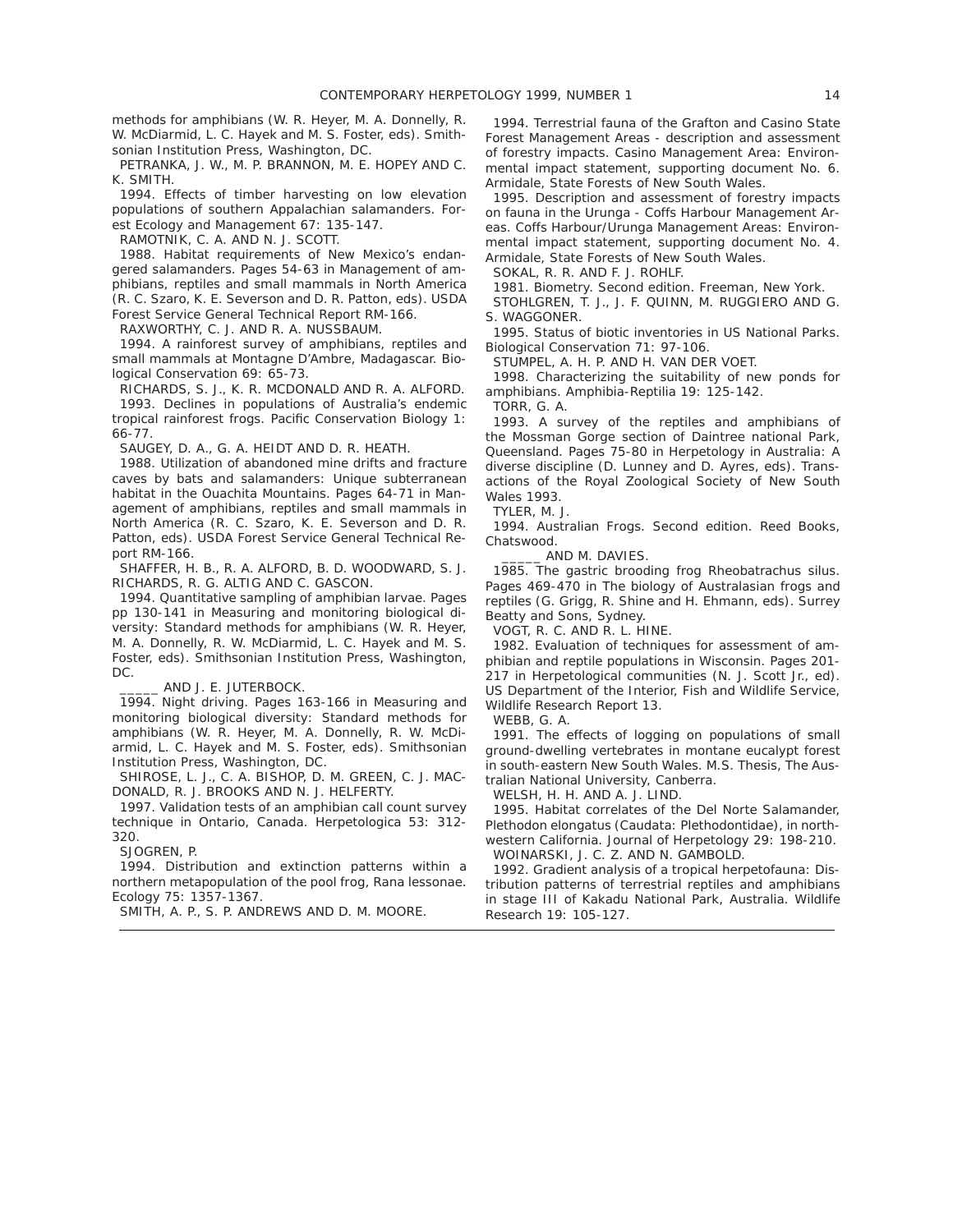methods for amphibians (W. R. Heyer, M. A. Donnelly, R. W. McDiarmid, L. C. Hayek and M. S. Foster, eds). Smithsonian Institution Press, Washington, DC.

PETRANKA, J. W., M. P. BRANNON, M. E. HOPEY AND C. K. SMITH.

1994. Effects of timber harvesting on low elevation populations of southern Appalachian salamanders. Forest Ecology and Management 67: 135-147.

RAMOTNIK, C. A. AND N. J. SCOTT.

1988. Habitat requirements of New Mexico's endangered salamanders. Pages 54-63 in Management of amphibians, reptiles and small mammals in North America (R. C. Szaro, K. E. Severson and D. R. Patton, eds). USDA Forest Service General Technical Report RM-166.

RAXWORTHY, C. J. AND R. A. NUSSBAUM.

1994. A rainforest survey of amphibians, reptiles and small mammals at Montagne D'Ambre, Madagascar. Biological Conservation 69: 65-73.

RICHARDS, S. J., K. R. MCDONALD AND R. A. ALFORD.

1993. Declines in populations of Australia's endemic tropical rainforest frogs. Pacific Conservation Biology 1: 66-77.

SAUGEY, D. A., G. A. HEIDT AND D. R. HEATH.

1988. Utilization of abandoned mine drifts and fracture caves by bats and salamanders: Unique subterranean habitat in the Ouachita Mountains. Pages 64-71 in Management of amphibians, reptiles and small mammals in North America (R. C. Szaro, K. E. Severson and D. R. Patton, eds). USDA Forest Service General Technical Report RM-166.

SHAFFER, H. B., R. A. ALFORD, B. D. WOODWARD, S. J. RICHARDS, R. G. ALTIG AND C. GASCON.

1994. Quantitative sampling of amphibian larvae. Pages pp 130-141 in Measuring and monitoring biological diversity: Standard methods for amphibians (W. R. Heyer, M. A. Donnelly, R. W. McDiarmid, L. C. Hayek and M. S. Foster, eds). Smithsonian Institution Press, Washington, DC.

_____ AND J. E. JUTERBOCK.

1994. Night driving. Pages 163-166 in Measuring and monitoring biological diversity: Standard methods for amphibians (W. R. Heyer, M. A. Donnelly, R. W. McDiarmid, L. C. Hayek and M. S. Foster, eds). Smithsonian Institution Press, Washington, DC.

SHIROSE, L. J., C. A. BISHOP, D. M. GREEN, C. J. MACDONALD, R. J. BROOKS AND N. J. HELFERTY.

1997. Validation tests of an amphibian call count survey technique in Ontario, Canada. Herpetologica 53: 312-320.

SJOGREN, P.

1994. Distribution and extinction patterns within a northern metapopulation of the pool frog, Rana lessonae. Ecology 75: 1357-1367.

SMITH, A. P., S. P. ANDREWS AND D. M. MOORE.

1994. Terrestrial fauna of the Grafton and Casino State Forest Management Areas - description and assessment of forestry impacts. Casino Management Area: Environmental impact statement, supporting document No. 6. Armidale, State Forests of New South Wales.

1995. Description and assessment of forestry impacts on fauna in the Urunga - Coffs Harbour Management Areas. Coffs Harbour/Urunga Management Areas: Environmental impact statement, supporting document No. 4. Armidale, State Forests of New South Wales.

SOKAL, R. R. AND F. J. ROHLF.

1981. Biometry. Second edition. Freeman, New York.

STOHLGREN, T. J., J. F. QUINN, M. RUGGIERO AND G. S. WAGGONER.

1995. Status of biotic inventories in US National Parks. Biological Conservation 71: 97-106.

STUMPEL, A. H. P. AND H. VAN DER VOET.

1998. Characterizing the suitability of new ponds for amphibians. Amphibia-Reptilia 19: 125-142.

TORR, G. A.

1993. A survey of the reptiles and amphibians of the Mossman Gorge section of Daintree national Park, Queensland. Pages 75-80 in Herpetology in Australia: A diverse discipline (D. Lunney and D. Ayres, eds). Transactions of the Royal Zoological Society of New South Wales 1993.

TYLER, M. J.

1994. Australian Frogs. Second edition. Reed Books, Chatswood.

_____ AND M. DAVIES.

1985. The gastric brooding frog Rheobatrachus silus. Pages 469-470 in The biology of Australasian frogs and reptiles (G. Grigg, R. Shine and H. Ehmann, eds). Surrey Beatty and Sons, Sydney.

VOGT, R. C. AND R. L. HINE.

1982. Evaluation of techniques for assessment of amphibian and reptile populations in Wisconsin. Pages 201-217 in Herpetological communities (N. J. Scott Jr., ed). US Department of the Interior, Fish and Wildlife Service, Wildlife Research Report 13.

WEBB, G. A.

1991. The effects of logging on populations of small ground-dwelling vertebrates in montane eucalypt forest in south-eastern New South Wales. M.S. Thesis, The Australian National University, Canberra.

WELSH, H. H. AND A. J. LIND.

1995. Habitat correlates of the Del Norte Salamander, Plethodon elongatus (Caudata: Plethodontidae), in northwestern California. Journal of Herpetology 29: 198-210.

WOINARSKI, J. C. Z. AND N. GAMBOLD.

1992. Gradient analysis of a tropical herpetofauna: Distribution patterns of terrestrial reptiles and amphibians in stage III of Kakadu National Park, Australia. Wildlife Research 19: 105-127.